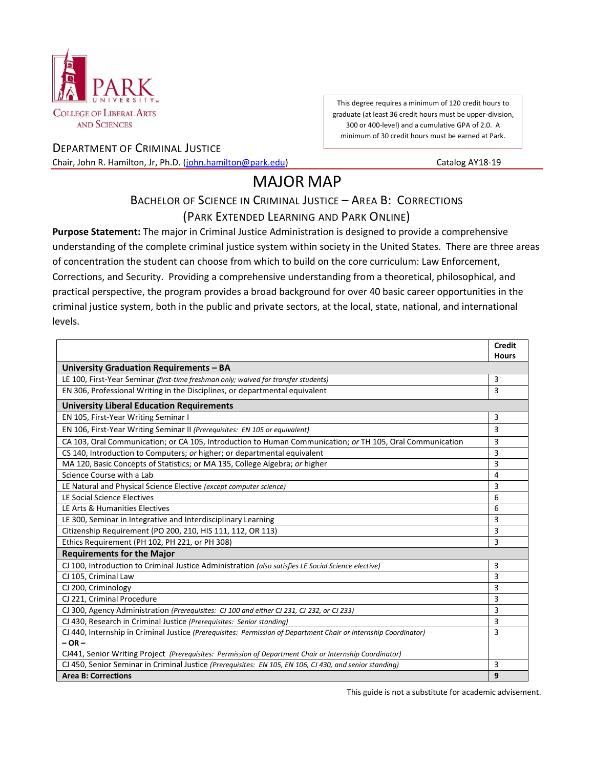PARK UNIVERSITY
College of Liberal Arts and Sciences

This degree requires a minimum of 120 credit hours to graduate (at least 36 credit hours must be upper-division, 300 or 400-level) and a cumulative GPA of 2.0. A minimum of 30 credit hours must be earned at Park.

Department of Criminal Justice
Chair, John R. Hamilton, Jr, Ph.D. (john.hamilton@park.edu)

Catalog AY18-19

# MAJOR MAP

## Bachelor of Science in Criminal Justice – Area B: Corrections
## (Park Extended Learning and Park Online)

**Purpose Statement:** The major in Criminal Justice Administration is designed to provide a comprehensive understanding of the complete criminal justice system within society in the United States. There are three areas of concentration the student can choose from which to build on the core curriculum: Law Enforcement, Corrections, and Security. Providing a comprehensive understanding from a theoretical, philosophical, and practical perspective, the program provides a broad background for over 40 basic career opportunities in the criminal justice system, both in the public and private sectors, at the local, state, national, and international levels.

| | Credit Hours |
|---|---|
| **University Graduation Requirements – BA** | |
| LE 100, First-Year Seminar *(first-time freshman only; waived for transfer students)* | 3 |
| EN 306, Professional Writing in the Disciplines, or departmental equivalent | 3 |
| **University Liberal Education Requirements** | |
| EN 105, First-Year Writing Seminar I | 3 |
| EN 106, First-Year Writing Seminar II *(Prerequisites: EN 105 or equivalent)* | 3 |
| CA 103, Oral Communication; or CA 105, Introduction to Human Communication; *or* TH 105, Oral Communication | 3 |
| CS 140, Introduction to Computers; *or* higher; or departmental equivalent | 3 |
| MA 120, Basic Concepts of Statistics; or MA 135, College Algebra; *or* higher | 3 |
| Science Course with a Lab | 4 |
| LE Natural and Physical Science Elective *(except computer science)* | 3 |
| LE Social Science Electives | 6 |
| LE Arts & Humanities Electives | 6 |
| LE 300, Seminar in Integrative and Interdisciplinary Learning | 3 |
| Citizenship Requirement (PO 200, 210, HIS 111, 112, OR 113) | 3 |
| Ethics Requirement (PH 102, PH 221, or PH 308) | 3 |
| **Requirements for the Major** | |
| CJ 100, Introduction to Criminal Justice Administration *(also satisfies LE Social Science elective)* | 3 |
| CJ 105, Criminal Law | 3 |
| CJ 200, Criminology | 3 |
| CJ 221, Criminal Procedure | 3 |
| CJ 300, Agency Administration *(Prerequisites: CJ 100 and either CJ 231, CJ 232, or CJ 233)* | 3 |
| CJ 430, Research in Criminal Justice *(Prerequisites: Senior standing)* | 3 |
| CJ 440, Internship in Criminal Justice *(Prerequisites: Permission of Department Chair or Internship Coordinator)* **– OR –** CJ441, Senior Writing Project *(Prerequisites: Permission of Department Chair or Internship Coordinator)* | 3 |
| CJ 450, Senior Seminar in Criminal Justice *(Prerequisites: EN 105, EN 106, CJ 430, and senior standing)* | 3 |
| **Area B: Corrections** | **9** |

This guide is not a substitute for academic advisement.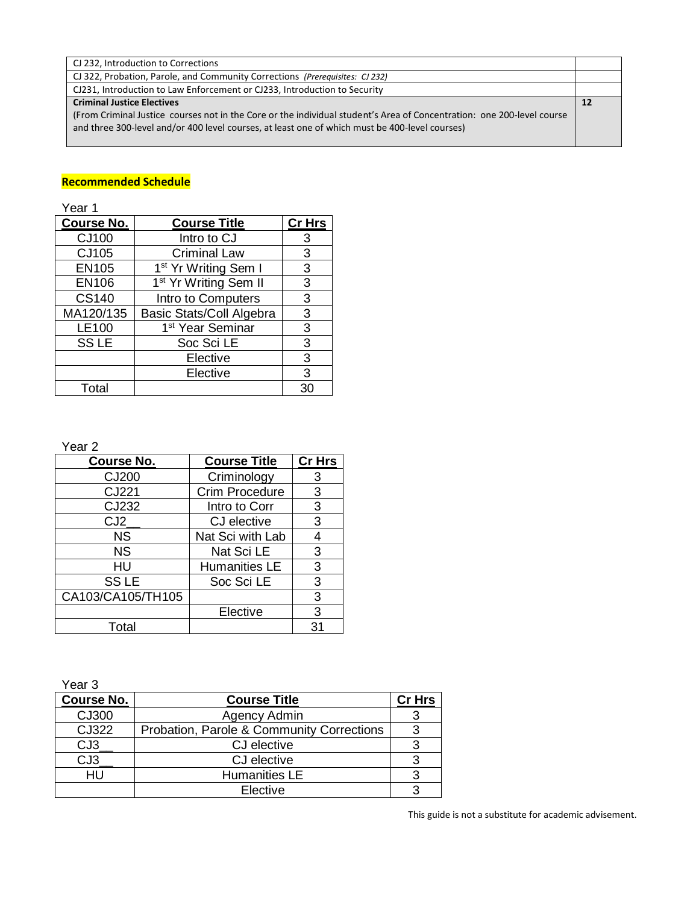| | |
|---|---|
| CJ 232, Introduction to Corrections | |
| CJ 322, Probation, Parole, and Community Corrections *(Prerequisites: CJ 232)* | |
| CJ231, Introduction to Law Enforcement or CJ233, Introduction to Security | |
| **Criminal Justice Electives**<br>(From Criminal Justice courses not in the Core or the individual student's Area of Concentration: one 200-level course and three 300-level and/or 400 level courses, at least one of which must be 400-level courses) | **12** |

**Recommended Schedule**

Year 1

| Course No. | Course Title | Cr Hrs |
|---|---|---|
| CJ100 | Intro to CJ | 3 |
| CJ105 | Criminal Law | 3 |
| EN105 | 1st Yr Writing Sem I | 3 |
| EN106 | 1st Yr Writing Sem II | 3 |
| CS140 | Intro to Computers | 3 |
| MA120/135 | Basic Stats/Coll Algebra | 3 |
| LE100 | 1st Year Seminar | 3 |
| SS LE | Soc Sci LE | 3 |
| | Elective | 3 |
| | Elective | 3 |
| Total | | 30 |

Year 2

| Course No. | Course Title | Cr Hrs |
|---|---|---|
| CJ200 | Criminology | 3 |
| CJ221 | Crim Procedure | 3 |
| CJ232 | Intro to Corr | 3 |
| CJ2__ | CJ elective | 3 |
| NS | Nat Sci with Lab | 4 |
| NS | Nat Sci LE | 3 |
| HU | Humanities LE | 3 |
| SS LE | Soc Sci LE | 3 |
| CA103/CA105/TH105 | | 3 |
| | Elective | 3 |
| Total | | 31 |

Year 3

| Course No. | Course Title | Cr Hrs |
|---|---|---|
| CJ300 | Agency Admin | 3 |
| CJ322 | Probation, Parole & Community Corrections | 3 |
| CJ3__ | CJ elective | 3 |
| CJ3__ | CJ elective | 3 |
| HU | Humanities LE | 3 |
| | Elective | 3 |

This guide is not a substitute for academic advisement.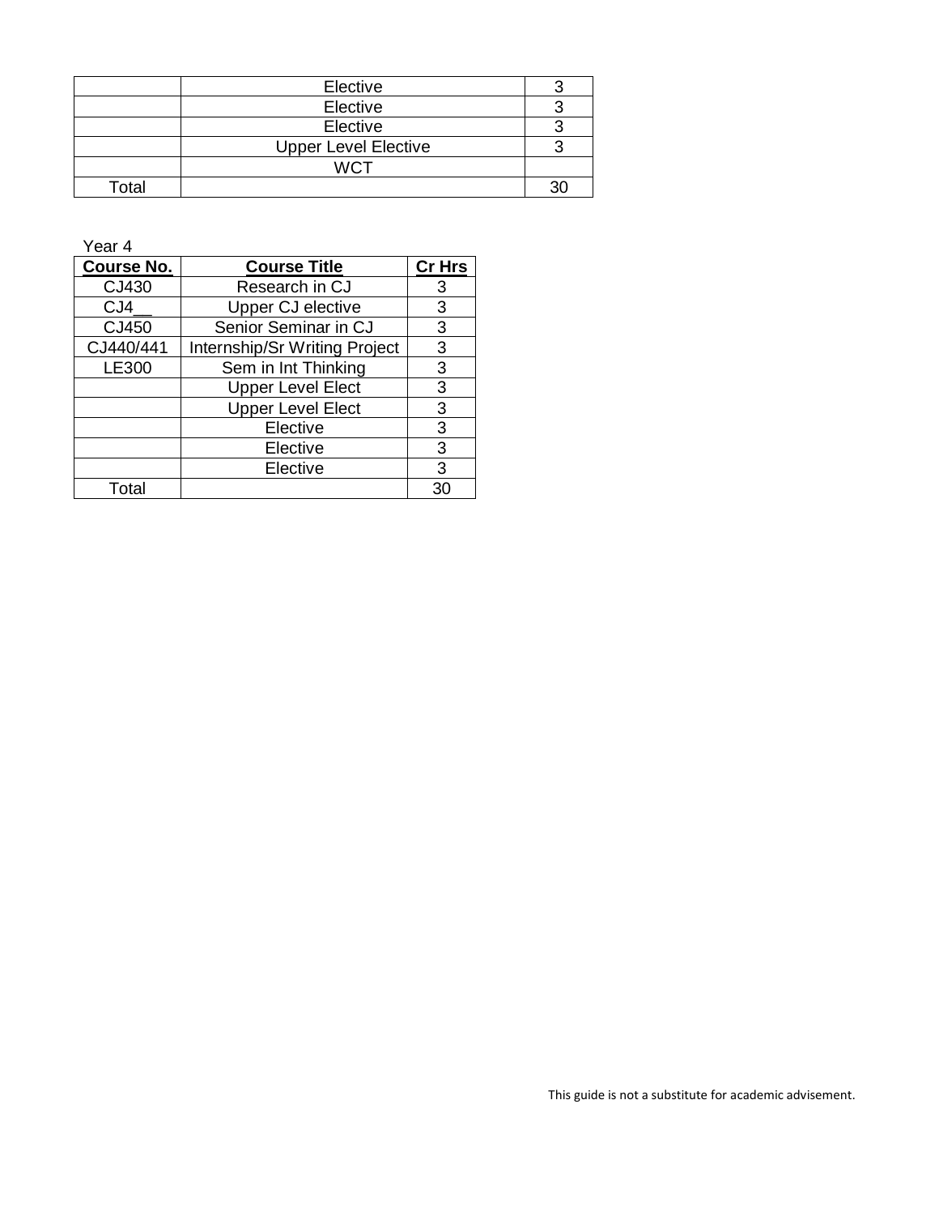| | | |
|---|---|---|
| | Elective | 3 |
| | Elective | 3 |
| | Elective | 3 |
| | Upper Level Elective | 3 |
| | WCT | |
| Total | | 30 |

Year 4

| **Course No.** | **Course Title** | **Cr Hrs** |
|---|---|---|
| CJ430 | Research in CJ | 3 |
| CJ4__ | Upper CJ elective | 3 |
| CJ450 | Senior Seminar in CJ | 3 |
| CJ440/441 | Internship/Sr Writing Project | 3 |
| LE300 | Sem in Int Thinking | 3 |
| | Upper Level Elect | 3 |
| | Upper Level Elect | 3 |
| | Elective | 3 |
| | Elective | 3 |
| | Elective | 3 |
| Total | | 30 |

This guide is not a substitute for academic advisement.